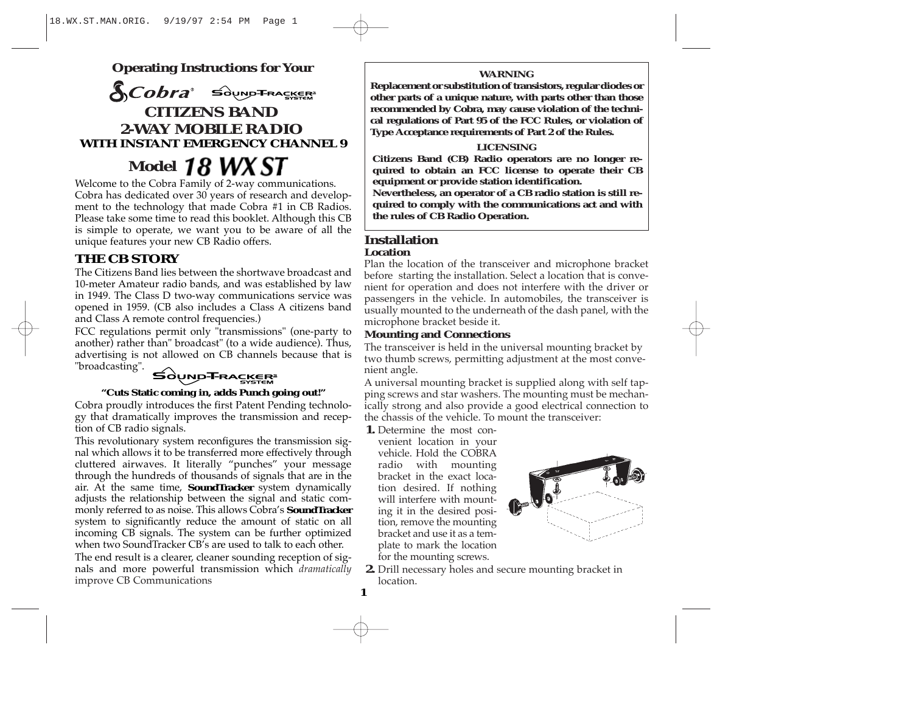### Operating Instructions for Your

**Cobra® SOUND-TRACKER SYSTEM**

# CITIZENS BAND 2-WAY MOBILE RADIO

### WITH INSTANT EMERGENCY CHANNEL 9

## Model 18 WX ST

Welcome to the Cobra Family of 2-way communications. Cobra has dedicated over 30 years of research and development to the technology that made Cobra #1 in CB Radios. Please take some time to read this booklet. Although this CB is simple to operate, we want you to be aware of all the unique features your new CB Radio offers.

## THE CB STORY

The Citizens Band lies between the shortwave broadcast and 10-meter Amateur radio bands, and was established by law in 1949. The Class D two-way communications service was opened in 1959. (CB also includes a Class A citizens band and Class A remote control frequencies.)

FCC regulations permit only "transmissions" (one-party to another) rather than" broadcast" (to a wide audience). Thus, advertising is not allowed on CB channels because that is "broadcasting".

**SOUND-TRACKER SYSTEM**

**"Cuts Static coming in, adds Punch going out!"**

Cobra proudly introduces the first Patent Pending technology that dramatically improves the transmission and reception of CB radio signals.

This revolutionary system reconfigures the transmission signal which allows it to be transferred more effectively through cluttered airwaves. It literally "punches" your message through the hundreds of thousands of signals that are in the air. At the same time, **SoundTracker** system dynamically adjusts the relationship between the signal and static commonly referred to as noise. This allows Cobra's **SoundTracker** system to significantly reduce the amount of static on all incoming CB signals. The system can be further optimized when two SoundTracker CB's are used to talk to each other.

The end result is a clearer, cleaner sounding reception of signals and more powerful transmission which *dramatically* improve CB Communications

---

**WARNING**

**Replacement or substitution of transistors, regular diodes or other parts of a unique nature, with parts other than those recommended by Cobra, may cause violation of the technical regulations of Part 95 of the FCC Rules, or violation of Type Acceptance requirements of Part 2 of the Rules.**

**LICENSING**

**Citizens Band (CB) Radio operators are no longer required to obtain an FCC license to operate their CB equipment or provide station identification.**

**Nevertheless, an operator of a CB radio station is still required to comply with the communications act and with the rules of CB Radio Operation.**

---

## Installation

### Location

Plan the location of the transceiver and microphone bracket before starting the installation. Select a location that is convenient for operation and does not interfere with the driver or passengers in the vehicle. In automobiles, the transceiver is usually mounted to the underneath of the dash panel, with the microphone bracket beside it.

### Mounting and Connections

The transceiver is held in the universal mounting bracket by two thumb screws, permitting adjustment at the most convenient angle.

A universal mounting bracket is supplied along with self tapping screws and star washers. The mounting must be mechanically strong and also provide a good electrical connection to the chassis of the vehicle. To mount the transceiver:

1. Determine the most convenient location in your vehicle. Hold the COBRA radio with mounting bracket in the exact location desired. If nothing will interfere with mounting it in the desired position, remove the mounting bracket and use it as a template to mark the location for the mounting screws.
2. Drill necessary holes and secure mounting bracket in location.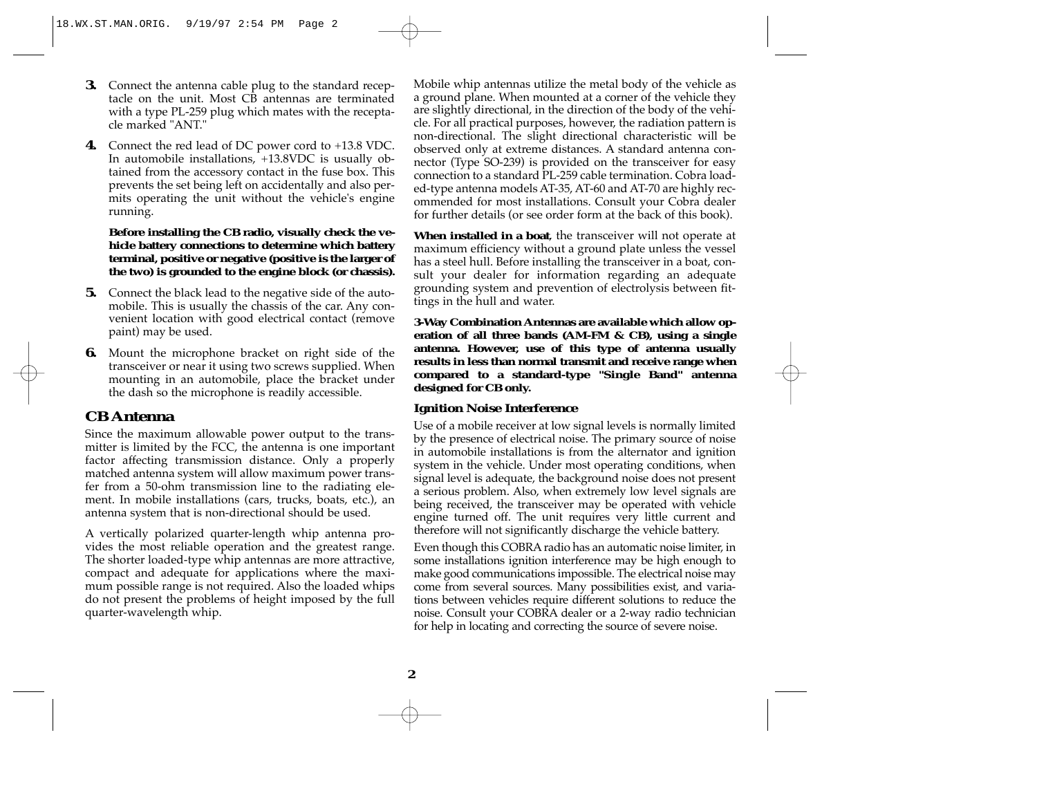3. Connect the antenna cable plug to the standard receptacle on the unit. Most CB antennas are terminated with a type PL-259 plug which mates with the receptacle marked "ANT."

4. Connect the red lead of DC power cord to +13.8 VDC. In automobile installations, +13.8VDC is usually obtained from the accessory contact in the fuse box. This prevents the set being left on accidentally and also permits operating the unit without the vehicle's engine running.

   **Before installing the CB radio, visually check the vehicle battery connections to determine which battery terminal, positive or negative (positive is the larger of the two) is grounded to the engine block (or chassis).**

5. Connect the black lead to the negative side of the automobile. This is usually the chassis of the car. Any convenient location with good electrical contact (remove paint) may be used.

6. Mount the microphone bracket on right side of the transceiver or near it using two screws supplied. When mounting in an automobile, place the bracket under the dash so the microphone is readily accessible.

## CB Antenna

Since the maximum allowable power output to the transmitter is limited by the FCC, the antenna is one important factor affecting transmission distance. Only a properly matched antenna system will allow maximum power transfer from a 50-ohm transmission line to the radiating element. In mobile installations (cars, trucks, boats, etc.), an antenna system that is non-directional should be used.

A vertically polarized quarter-length whip antenna provides the most reliable operation and the greatest range. The shorter loaded-type whip antennas are more attractive, compact and adequate for applications where the maximum possible range is not required. Also the loaded whips do not present the problems of height imposed by the full quarter-wavelength whip.

Mobile whip antennas utilize the metal body of the vehicle as a ground plane. When mounted at a corner of the vehicle they are slightly directional, in the direction of the body of the vehicle. For all practical purposes, however, the radiation pattern is non-directional. The slight directional characteristic will be observed only at extreme distances. A standard antenna connector (Type SO-239) is provided on the transceiver for easy connection to a standard PL-259 cable termination. Cobra loaded-type antenna models AT-35, AT-60 and AT-70 are highly recommended for most installations. Consult your Cobra dealer for further details (or see order form at the back of this book).

**When installed in a boat**, the transceiver will not operate at maximum efficiency without a ground plate unless the vessel has a steel hull. Before installing the transceiver in a boat, consult your dealer for information regarding an adequate grounding system and prevention of electrolysis between fittings in the hull and water.

**3-Way Combination Antennas are available which allow operation of all three bands (AM-FM & CB), using a single antenna. However, use of this type of antenna usually results in less than normal transmit and receive range when compared to a standard-type "Single Band" antenna designed for CB only.**

### Ignition Noise Interference

Use of a mobile receiver at low signal levels is normally limited by the presence of electrical noise. The primary source of noise in automobile installations is from the alternator and ignition system in the vehicle. Under most operating conditions, when signal level is adequate, the background noise does not present a serious problem. Also, when extremely low level signals are being received, the transceiver may be operated with vehicle engine turned off. The unit requires very little current and therefore will not significantly discharge the vehicle battery.

Even though this COBRA radio has an automatic noise limiter, in some installations ignition interference may be high enough to make good communications impossible. The electrical noise may come from several sources. Many possibilities exist, and variations between vehicles require different solutions to reduce the noise. Consult your COBRA dealer or a 2-way radio technician for help in locating and correcting the source of severe noise.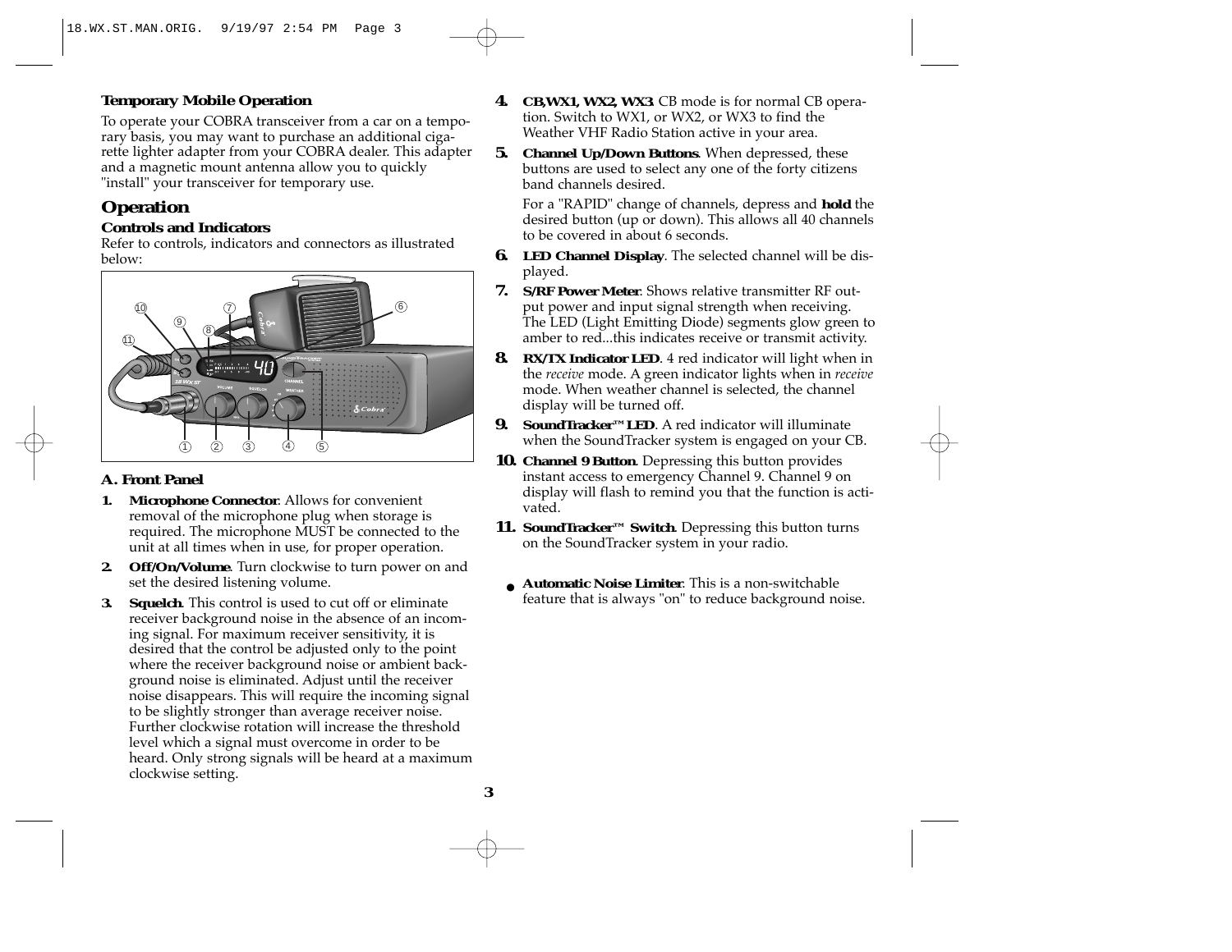### Temporary Mobile Operation

To operate your COBRA transceiver from a car on a temporary basis, you may want to purchase an additional cigarette lighter adapter from your COBRA dealer. This adapter and a magnetic mount antenna allow you to quickly "install" your transceiver for temporary use.

## Operation

### Controls and Indicators

Refer to controls, indicators and connectors as illustrated below:

### A. Front Panel

1. **Microphone Connector**. Allows for convenient removal of the microphone plug when storage is required. The microphone MUST be connected to the unit at all times when in use, for proper operation.
2. **Off/On/Volume**. Turn clockwise to turn power on and set the desired listening volume.
3. **Squelch**. This control is used to cut off or eliminate receiver background noise in the absence of an incoming signal. For maximum receiver sensitivity, it is desired that the control be adjusted only to the point where the receiver background noise or ambient background noise is eliminated. Adjust until the receiver noise disappears. This will require the incoming signal to be slightly stronger than average receiver noise. Further clockwise rotation will increase the threshold level which a signal must overcome in order to be heard. Only strong signals will be heard at a maximum clockwise setting.
4. **CB,WX1, WX2, WX3**. CB mode is for normal CB operation. Switch to WX1, or WX2, or WX3 to find the Weather VHF Radio Station active in your area.
5. **Channel Up/Down Buttons**. When depressed, these buttons are used to select any one of the forty citizens band channels desired.

   For a "RAPID" change of channels, depress and **hold** the desired button (up or down). This allows all 40 channels to be covered in about 6 seconds.
6. **LED Channel Display**. The selected channel will be displayed.
7. **S/RF Power Meter**. Shows relative transmitter RF output power and input signal strength when receiving. The LED (Light Emitting Diode) segments glow green to amber to red...this indicates receive or transmit activity.
8. **RX/TX Indicator LED**. 4 red indicator will light when in the *receive* mode. A green indicator lights when in *receive* mode. When weather channel is selected, the channel display will be turned off.
9. **SoundTracker™ LED**. A red indicator will illuminate when the SoundTracker system is engaged on your CB.
10. **Channel 9 Button**. Depressing this button provides instant access to emergency Channel 9. Channel 9 on display will flash to remind you that the function is activated.
11. **SoundTracker™ Switch**. Depressing this button turns on the SoundTracker system in your radio.

- **Automatic Noise Limiter**. This is a non-switchable feature that is always "on" to reduce background noise.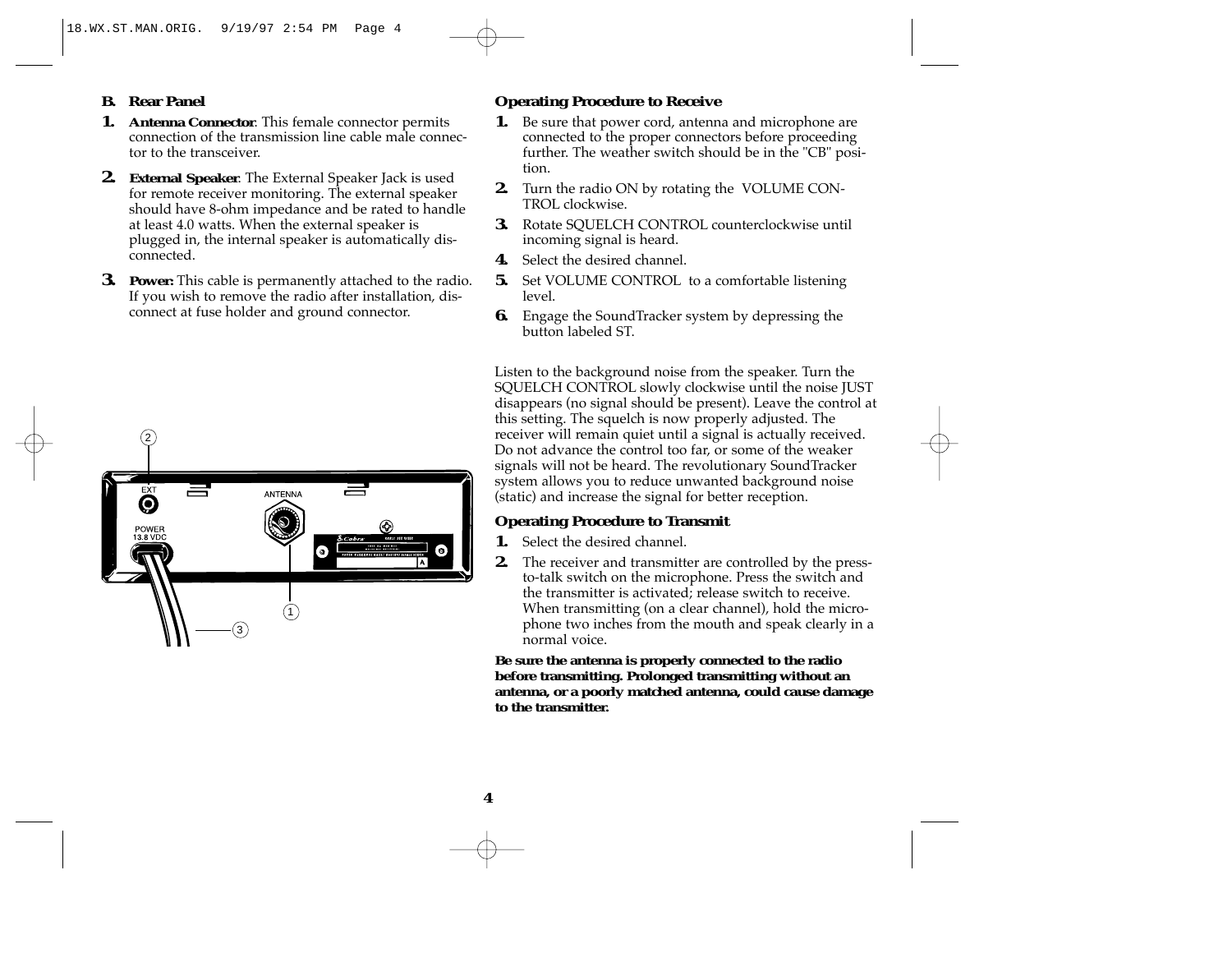### B. Rear Panel

1. **Antenna Connector**: This female connector permits connection of the transmission line cable male connector to the transceiver.
2. **External Speaker**: The External Speaker Jack is used for remote receiver monitoring. The external speaker should have 8-ohm impedance and be rated to handle at least 4.0 watts. When the external speaker is plugged in, the internal speaker is automatically disconnected.
3. **Power:** This cable is permanently attached to the radio. If you wish to remove the radio after installation, disconnect at fuse holder and ground connector.

### Operating Procedure to Receive

1. Be sure that power cord, antenna and microphone are connected to the proper connectors before proceeding further. The weather switch should be in the "CB" position.
2. Turn the radio ON by rotating the VOLUME CONTROL clockwise.
3. Rotate SQUELCH CONTROL counterclockwise until incoming signal is heard.
4. Select the desired channel.
5. Set VOLUME CONTROL to a comfortable listening level.
6. Engage the SoundTracker system by depressing the button labeled ST.

Listen to the background noise from the speaker. Turn the SQUELCH CONTROL slowly clockwise until the noise JUST disappears (no signal should be present). Leave the control at this setting. The squelch is now properly adjusted. The receiver will remain quiet until a signal is actually received. Do not advance the control too far, or some of the weaker signals will not be heard. The revolutionary SoundTracker system allows you to reduce unwanted background noise (static) and increase the signal for better reception.

### Operating Procedure to Transmit

1. Select the desired channel.
2. The receiver and transmitter are controlled by the press-to-talk switch on the microphone. Press the switch and the transmitter is activated; release switch to receive. When transmitting (on a clear channel), hold the microphone two inches from the mouth and speak clearly in a normal voice.

**Be sure the antenna is properly connected to the radio before transmitting. Prolonged transmitting without an antenna, or a poorly matched antenna, could cause damage to the transmitter.**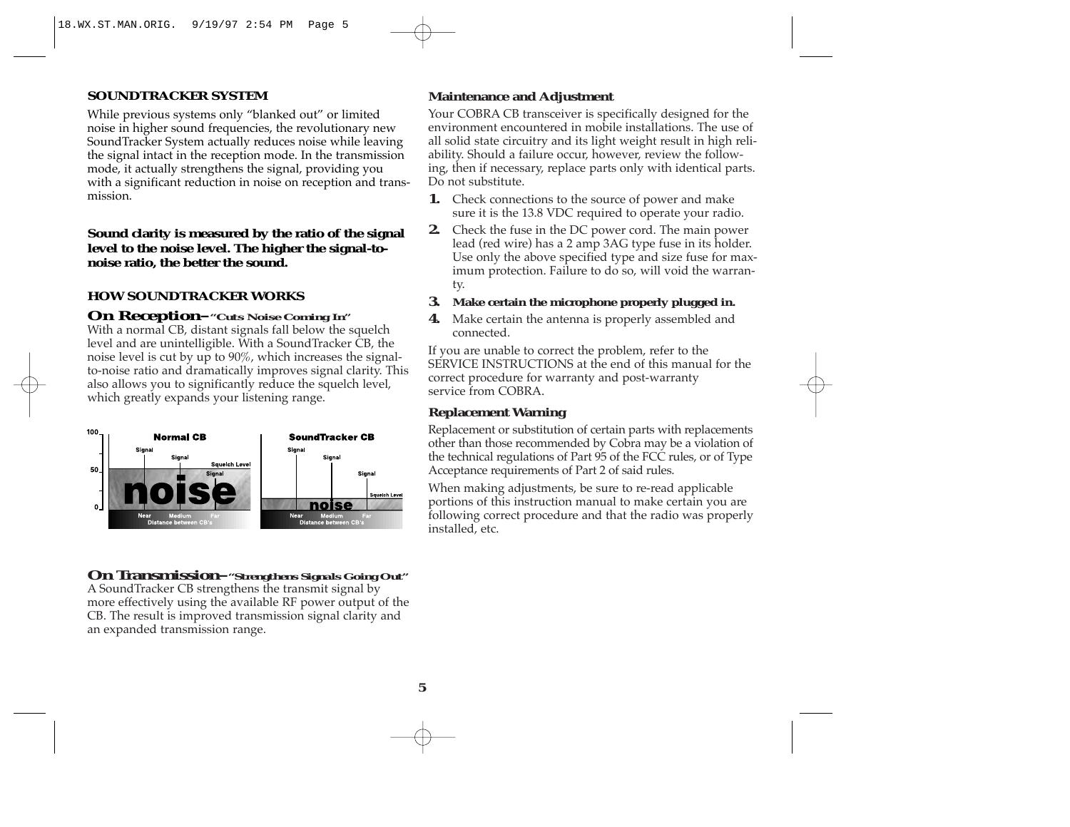## SOUNDTRACKER SYSTEM

While previous systems only "blanked out" or limited noise in higher sound frequencies, the revolutionary new SoundTracker System actually reduces noise while leaving the signal intact in the reception mode. In the transmission mode, it actually strengthens the signal, providing you with a significant reduction in noise on reception and transmission.

**Sound clarity is measured by the ratio of the signal level to the noise level. The higher the signal-to-noise ratio, the better the sound.**

## HOW SOUNDTRACKER WORKS

### On Reception–"Cuts Noise Coming In"

With a normal CB, distant signals fall below the squelch level and are unintelligible. With a SoundTracker CB, the noise level is cut by up to 90%, which increases the signal-to-noise ratio and dramatically improves signal clarity. This also allows you to significantly reduce the squelch level, which greatly expands your listening range.

### On Transmission–"Strengthens Signals Going Out"

A SoundTracker CB strengthens the transmit signal by more effectively using the available RF power output of the CB. The result is improved transmission signal clarity and an expanded transmission range.

### Maintenance and Adjustment

Your COBRA CB transceiver is specifically designed for the environment encountered in mobile installations. The use of all solid state circuitry and its light weight result in high reliability. Should a failure occur, however, review the following, then if necessary, replace parts only with identical parts. Do not substitute.

1. Check connections to the source of power and make sure it is the 13.8 VDC required to operate your radio.
2. Check the fuse in the DC power cord. The main power lead (red wire) has a 2 amp 3AG type fuse in its holder. Use only the above specified type and size fuse for maximum protection. Failure to do so, will void the warranty.
3. **Make certain the microphone properly plugged in.**
4. Make certain the antenna is properly assembled and connected.

If you are unable to correct the problem, refer to the SERVICE INSTRUCTIONS at the end of this manual for the correct procedure for warranty and post-warranty service from COBRA.

### Replacement Warning

Replacement or substitution of certain parts with replacements other than those recommended by Cobra may be a violation of the technical regulations of Part 95 of the FCC rules, or of Type Acceptance requirements of Part 2 of said rules.

When making adjustments, be sure to re-read applicable portions of this instruction manual to make certain you are following correct procedure and that the radio was properly installed, etc.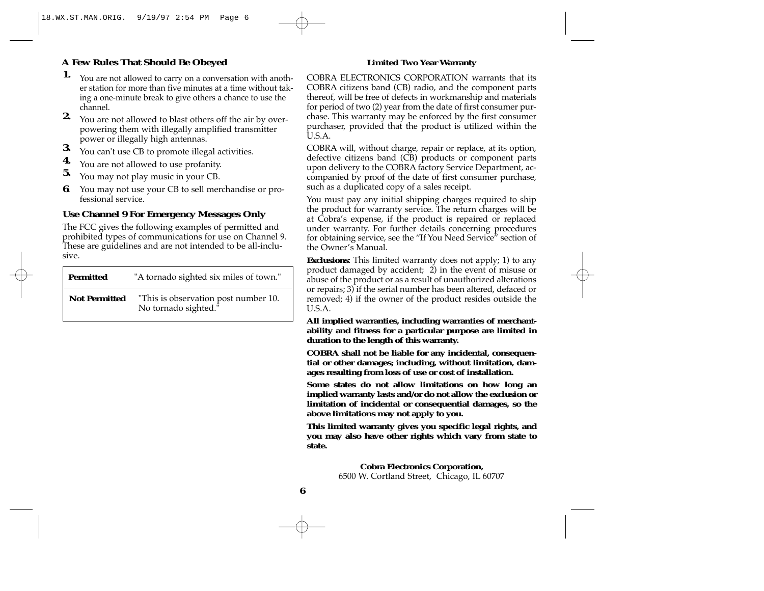### A Few Rules That Should Be Obeyed

1. You are not allowed to carry on a conversation with another station for more than five minutes at a time without taking a one-minute break to give others a chance to use the channel.
2. You are not allowed to blast others off the air by overpowering them with illegally amplified transmitter power or illegally high antennas.
3. You can't use CB to promote illegal activities.
4. You are not allowed to use profanity.
5. You may not play music in your CB.
6. You may not use your CB to sell merchandise or professional service.

### Use Channel 9 For Emergency Messages Only

The FCC gives the following examples of permitted and prohibited types of communications for use on Channel 9. These are guidelines and are not intended to be all-inclusive.

| | |
|---|---|
| **Permitted** | "A tornado sighted six miles of town." |
| **Not Permitted** | "This is observation post number 10. No tornado sighted." |

### Limited Two Year Warranty

COBRA ELECTRONICS CORPORATION warrants that its COBRA citizens band (CB) radio, and the component parts thereof, will be free of defects in workmanship and materials for period of two (2) year from the date of first consumer purchase. This warranty may be enforced by the first consumer purchaser, provided that the product is utilized within the U.S.A.

COBRA will, without charge, repair or replace, at its option, defective citizens band (CB) products or component parts upon delivery to the COBRA factory Service Department, accompanied by proof of the date of first consumer purchase, such as a duplicated copy of a sales receipt.

You must pay any initial shipping charges required to ship the product for warranty service. The return charges will be at Cobra's expense, if the product is repaired or replaced under warranty. For further details concerning procedures for obtaining service, see the "If You Need Service" section of the Owner's Manual.

**Exclusions**: This limited warranty does not apply; 1) to any product damaged by accident; 2) in the event of misuse or abuse of the product or as a result of unauthorized alterations or repairs; 3) if the serial number has been altered, defaced or removed; 4) if the owner of the product resides outside the U.S.A.

**All implied warranties, including warranties of merchantability and fitness for a particular purpose are limited in duration to the length of this warranty.**

**COBRA shall not be liable for any incidental, consequential or other damages; including, without limitation, damages resulting from loss of use or cost of installation.**

**Some states do not allow limitations on how long an implied warranty lasts and/or do not allow the exclusion or limitation of incidental or consequential damages, so the above limitations may not apply to you.**

**This limited warranty gives you specific legal rights, and you may also have other rights which vary from state to state.**

**Cobra Electronics Corporation,**
6500 W. Cortland Street, Chicago, IL 60707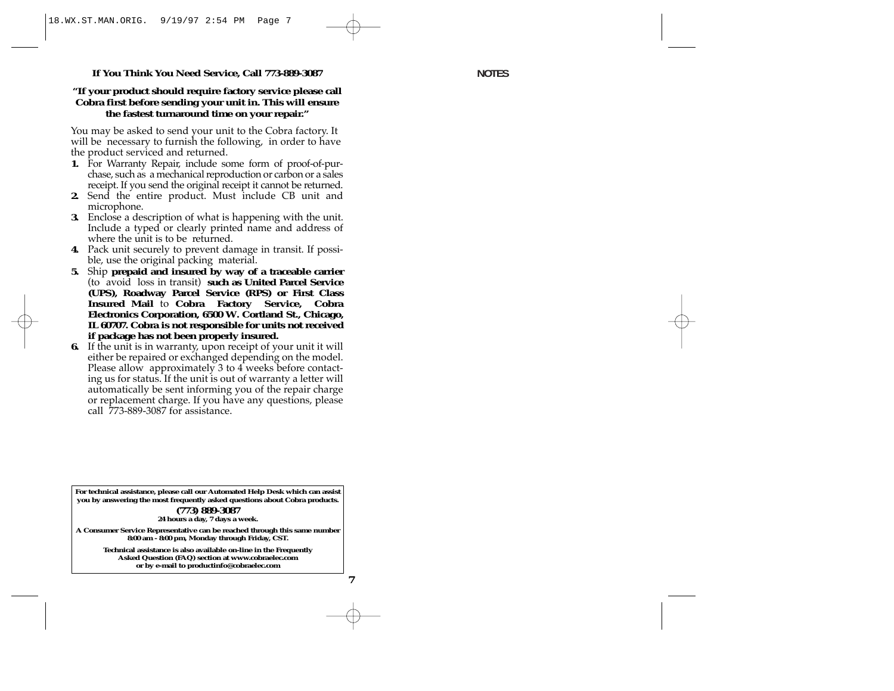**If You Think You Need Service, Call 773-889-3087**

**"If your product should require factory service please call Cobra first before sending your unit in. This will ensure the fastest turnaround time on your repair."**

You may be asked to send your unit to the Cobra factory. It will be necessary to furnish the following, in order to have the product serviced and returned.

1. For Warranty Repair, include some form of proof-of-purchase, such as a mechanical reproduction or carbon or a sales receipt. If you send the original receipt it cannot be returned.
2. Send the entire product. Must include CB unit and microphone.
3. Enclose a description of what is happening with the unit. Include a typed or clearly printed name and address of where the unit is to be returned.
4. Pack unit securely to prevent damage in transit. If possible, use the original packing material.
5. Ship **prepaid and insured by way of a traceable carrier** (to avoid loss in transit) **such as United Parcel Service (UPS), Roadway Parcel Service (RPS) or First Class Insured Mail** to **Cobra Factory Service, Cobra Electronics Corporation, 6500 W. Cortland St., Chicago, IL 60707. Cobra is not responsible for units not received if package has not been properly insured.**
6. If the unit is in warranty, upon receipt of your unit it will either be repaired or exchanged depending on the model. Please allow approximately 3 to 4 weeks before contacting us for status. If the unit is out of warranty a letter will automatically be sent informing you of the repair charge or replacement charge. If you have any questions, please call 773-889-3087 for assistance.

**For technical assistance, please call our Automated Help Desk which can assist you by answering the most frequently asked questions about Cobra products.**

**(773) 889-3087**

**24 hours a day, 7 days a week.**

**A Consumer Service Representative can be reached through this same number 8:00 am - 8:00 pm, Monday through Friday, CST.**

**Technical assistance is also available on-line in the Frequently Asked Question (FAQ) section at www.cobraelec.com or by e-mail to productinfo@cobraelec.com**

**NOTES**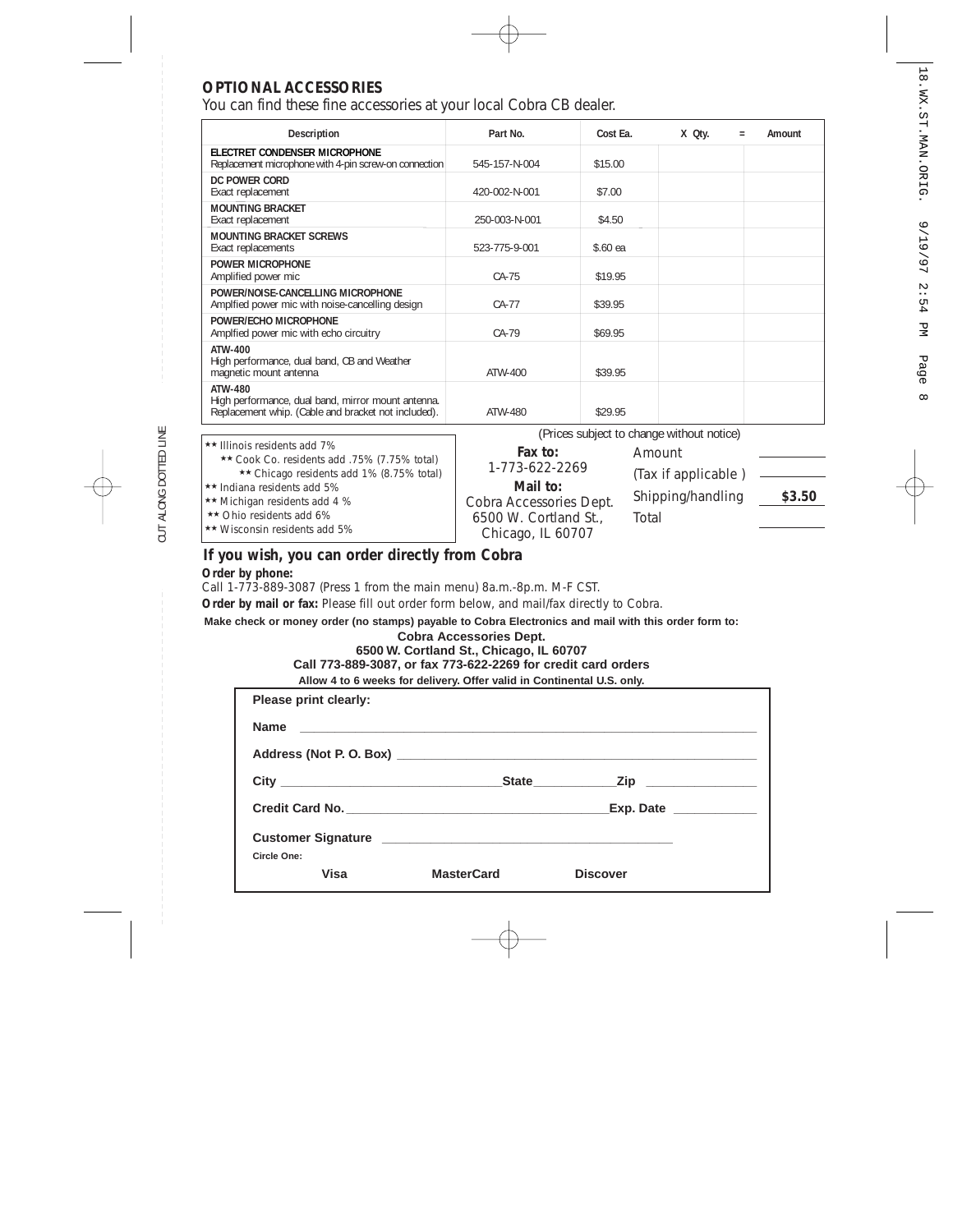## OPTIONAL ACCESSORIES

You can find these fine accessories at your local Cobra CB dealer.

| Description | Part No. | Cost Ea. | X Qty. = | Amount |
|---|---|---|---|---|
| **ELECTRET CONDENSER MICROPHONE** Replacement microphone with 4-pin screw-on connection | 545-157-N-004 | $15.00 | | |
| **DC POWER CORD** Exact replacement | 420-002-N-001 | $7.00 | | |
| **MOUNTING BRACKET** Exact replacement | 250-003-N-001 | $4.50 | | |
| **MOUNTING BRACKET SCREWS** Exact replacements | 523-775-9-001 | $.60 ea | | |
| **POWER MICROPHONE** Amplified power mic | CA-75 | $19.95 | | |
| **POWER/NOISE-CANCELLING MICROPHONE** Amplfied power mic with noise-cancelling design | CA-77 | $39.95 | | |
| **POWER/ECHO MICROPHONE** Amplfied power mic with echo circuitry | CA-79 | $69.95 | | |
| **ATW-400** High performance, dual band, CB and Weather magnetic mount antenna | ATW-400 | $39.95 | | |
| **ATW-480** High performance, dual band, mirror mount antenna. Replacement whip. (Cable and bracket not included). | ATW-480 | $29.95 | | |

(Prices subject to change without notice)

** Illinois residents add 7%
** Cook Co. residents add .75% (7.75% total)
** Chicago residents add 1% (8.75% total)
** Indiana residents add 5%
** Michigan residents add 4 %
** Ohio residents add 6%
** Wisconsin residents add 5%

**Fax to:**
1-773-622-2269

**Mail to:**
Cobra Accessories Dept.
6500 W. Cortland St.,
Chicago, IL 60707

Amount ____________
(Tax if applicable ) ____________
Shipping/handling **$3.50**
Total ____________

### If you wish, you can order directly from Cobra

**Order by phone:**
Call 1-773-889-3087 (Press 1 from the main menu) 8a.m.-8p.m. M-F CST.

**Order by mail or fax:** Please fill out order form below, and mail/fax directly to Cobra.

**Make check or money order (no stamps) payable to Cobra Electronics and mail with this order form to:**

**Cobra Accessories Dept.**
**6500 W. Cortland St., Chicago, IL 60707**
**Call 773-889-3087, or fax 773-622-2269 for credit card orders**
**Allow 4 to 6 weeks for delivery. Offer valid in Continental U.S. only.**

**Please print clearly:**

**Name** ______________________________________________

**Address (Not P. O. Box)** ______________________________________________

**City** ______________________ **State** ____________ **Zip** ______________

**Credit Card No.** ______________________________ **Exp. Date** ____________

**Customer Signature** ______________________________________________

**Circle One:**

**Visa** **MasterCard** **Discover**

CUT ALONG DOTTED LINE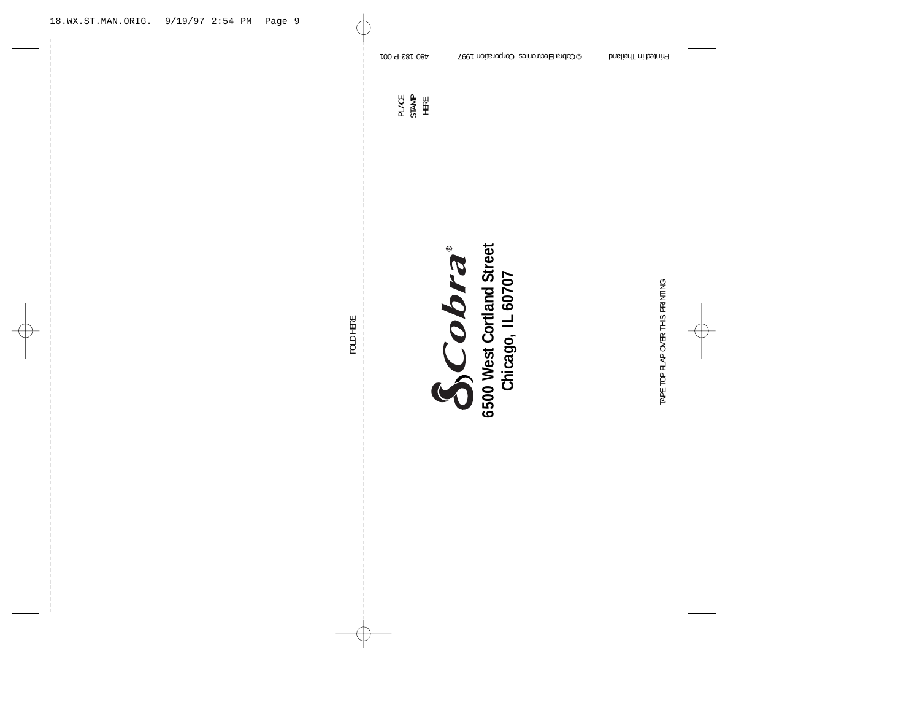Printed in Thailand

© Cobra Electronics Corporation 1997

480-183-P-001

PLACE
STAMP
HERE

**Cobra®**

**6500 West Cortland Street**
**Chicago, IL 60707**

FOLD HERE

TAPE TOP FLAP OVER THIS PRINTING